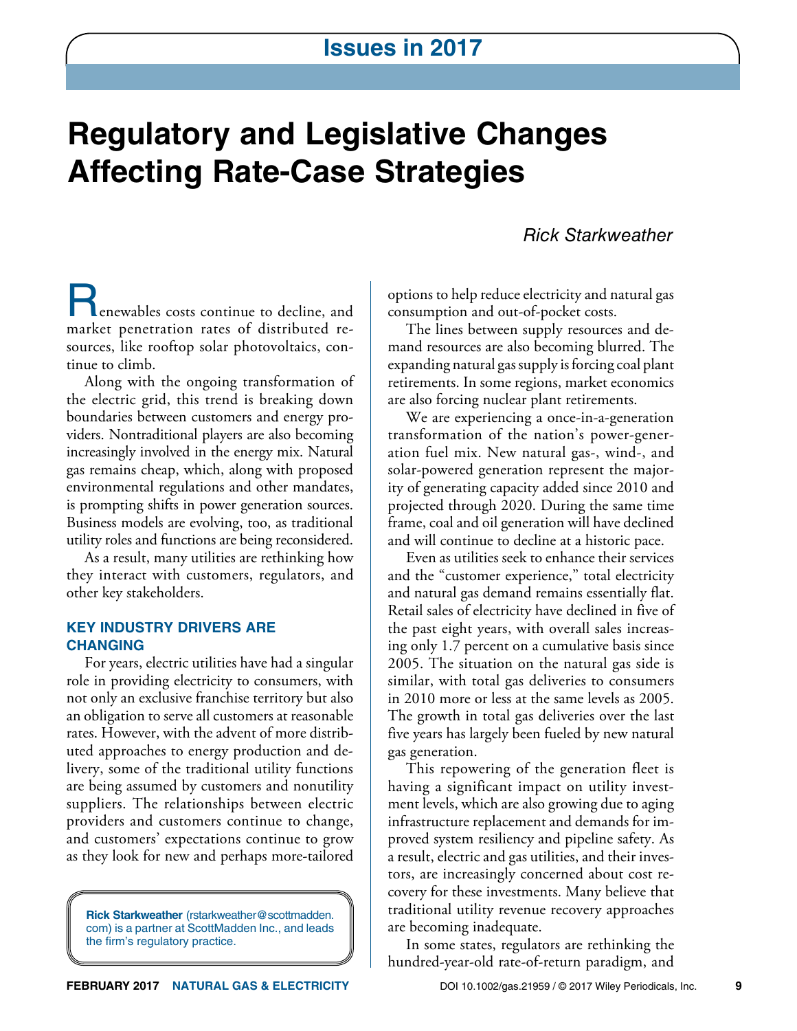Issues in 2017

# Regulatory and Legislative Changes Affecting Rate-Case Strategies

*Rick Starkweather*

Renewables costs continue to decline, and market penetration rates of distributed resources, like rooftop solar photovoltaics, continue to climb.

Along with the ongoing transformation of the electric grid, this trend is breaking down boundaries between customers and energy providers. Nontraditional players are also becoming increasingly involved in the energy mix. Natural gas remains cheap, which, along with proposed environmental regulations and other mandates, is prompting shifts in power generation sources. Business models are evolving, too, as traditional utility roles and functions are being reconsidered.

As a result, many utilities are rethinking how they interact with customers, regulators, and other key stakeholders.

## KEY INDUSTRY DRIVERS ARE CHANGING

For years, electric utilities have had a singular role in providing electricity to consumers, with not only an exclusive franchise territory but also an obligation to serve all customers at reasonable rates. However, with the advent of more distributed approaches to energy production and delivery, some of the traditional utility functions are being assumed by customers and nonutility suppliers. The relationships between electric providers and customers continue to change, and customers' expectations continue to grow as they look for new and perhaps more-tailored options to help reduce electricity and natural gas consumption and out-of-pocket costs.

The lines between supply resources and demand resources are also becoming blurred. The expanding natural gas supply is forcing coal plant retirements. In some regions, market economics are also forcing nuclear plant retirements.

We are experiencing a once-in-a-generation transformation of the nation's power-generation fuel mix. New natural gas-, wind-, and solar-powered generation represent the majority of generating capacity added since 2010 and projected through 2020. During the same time frame, coal and oil generation will have declined and will continue to decline at a historic pace.

Even as utilities seek to enhance their services and the "customer experience," total electricity and natural gas demand remains essentially flat. Retail sales of electricity have declined in five of the past eight years, with overall sales increasing only 1.7 percent on a cumulative basis since 2005. The situation on the natural gas side is similar, with total gas deliveries to consumers in 2010 more or less at the same levels as 2005. The growth in total gas deliveries over the last five years has largely been fueled by new natural gas generation.

This repowering of the generation fleet is having a significant impact on utility investment levels, which are also growing due to aging infrastructure replacement and demands for improved system resiliency and pipeline safety. As a result, electric and gas utilities, and their investors, are increasingly concerned about cost recovery for these investments. Many believe that traditional utility revenue recovery approaches are becoming inadequate.

In some states, regulators are rethinking the hundred-year-old rate-of-return paradigm, and

**Rick Starkweather** (rstarkweather@scottmadden.com) is a partner at ScottMadden Inc., and leads the firm's regulatory practice.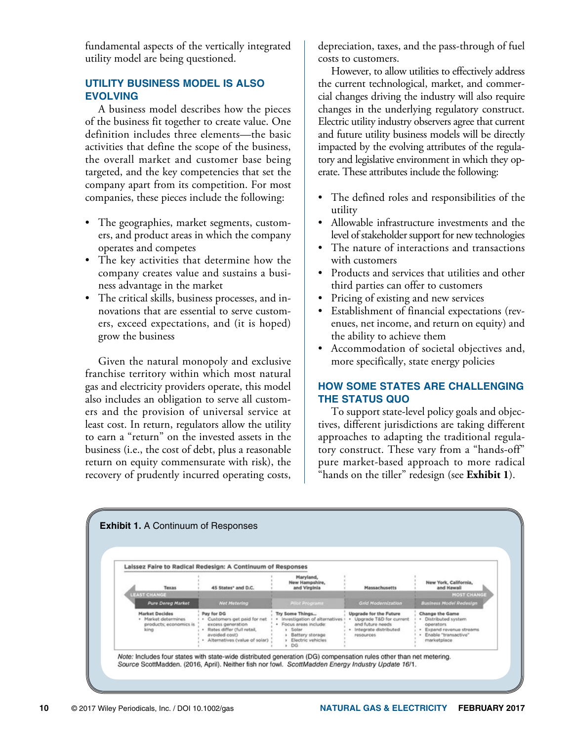fundamental aspects of the vertically integrated utility model are being questioned.

## UTILITY BUSINESS MODEL IS ALSO EVOLVING

A business model describes how the pieces of the business fit together to create value. One definition includes three elements—the basic activities that define the scope of the business, the overall market and customer base being targeted, and the key competencies that set the company apart from its competition. For most companies, these pieces include the following:

- The geographies, market segments, customers, and product areas in which the company operates and competes
- The key activities that determine how the company creates value and sustains a business advantage in the market
- The critical skills, business processes, and innovations that are essential to serve customers, exceed expectations, and (it is hoped) grow the business

Given the natural monopoly and exclusive franchise territory within which most natural gas and electricity providers operate, this model also includes an obligation to serve all customers and the provision of universal service at least cost. In return, regulators allow the utility to earn a "return" on the invested assets in the business (i.e., the cost of debt, plus a reasonable return on equity commensurate with risk), the recovery of prudently incurred operating costs, depreciation, taxes, and the pass-through of fuel costs to customers.

However, to allow utilities to effectively address the current technological, market, and commercial changes driving the industry will also require changes in the underlying regulatory construct. Electric utility industry observers agree that current and future utility business models will be directly impacted by the evolving attributes of the regulatory and legislative environment in which they operate. These attributes include the following:

- The defined roles and responsibilities of the utility
- Allowable infrastructure investments and the level of stakeholder support for new technologies
- The nature of interactions and transactions with customers
- Products and services that utilities and other third parties can offer to customers
- Pricing of existing and new services
- Establishment of financial expectations (revenues, net income, and return on equity) and the ability to achieve them
- Accommodation of societal objectives and, more specifically, state energy policies

## HOW SOME STATES ARE CHALLENGING THE STATUS QUO

To support state-level policy goals and objectives, different jurisdictions are taking different approaches to adapting the traditional regulatory construct. These vary from a "hands-off" pure market-based approach to more radical "hands on the tiller" redesign (see **Exhibit 1**).

**Exhibit 1.** A Continuum of Responses

**Laissez Faire to Radical Redesign: A Continuum of Responses**

LEAST CHANGE ← → MOST CHANGE

| Texas | 45 States* and D.C. | Maryland, New Hampshire, and Virginia | Massachusetts | New York, California, and Hawaii |
|---|---|---|---|---|
| Pure Dereg Market | Net Metering | Pilot Programs | Grid Modernization | Business Model Redesign |
| **Market Decides**<br>• Market determines products; economics is king | **Pay for DG**<br>• Customers get paid for net excess generation<br>• Rates differ (full retail, avoided cost)<br>• Alternatives (value of solar) | **Try Some Things...**<br>• Investigation of alternatives<br>• Focus areas include:<br>› Solar<br>› Battery storage<br>› Electric vehicles<br>› DG | **Upgrade for the Future**<br>• Upgrade T&D for current and future needs<br>• Integrate distributed resources | **Change the Game**<br>• Distributed system operators<br>• Expand revenue streams<br>• Enable "transactive" marketplace |

*Note:* Includes four states with state-wide distributed generation (DG) compensation rules other than net metering.
*Source* ScottMadden. (2016, April). Neither fish nor fowl. *ScottMadden Energy Industry Update 16*/1.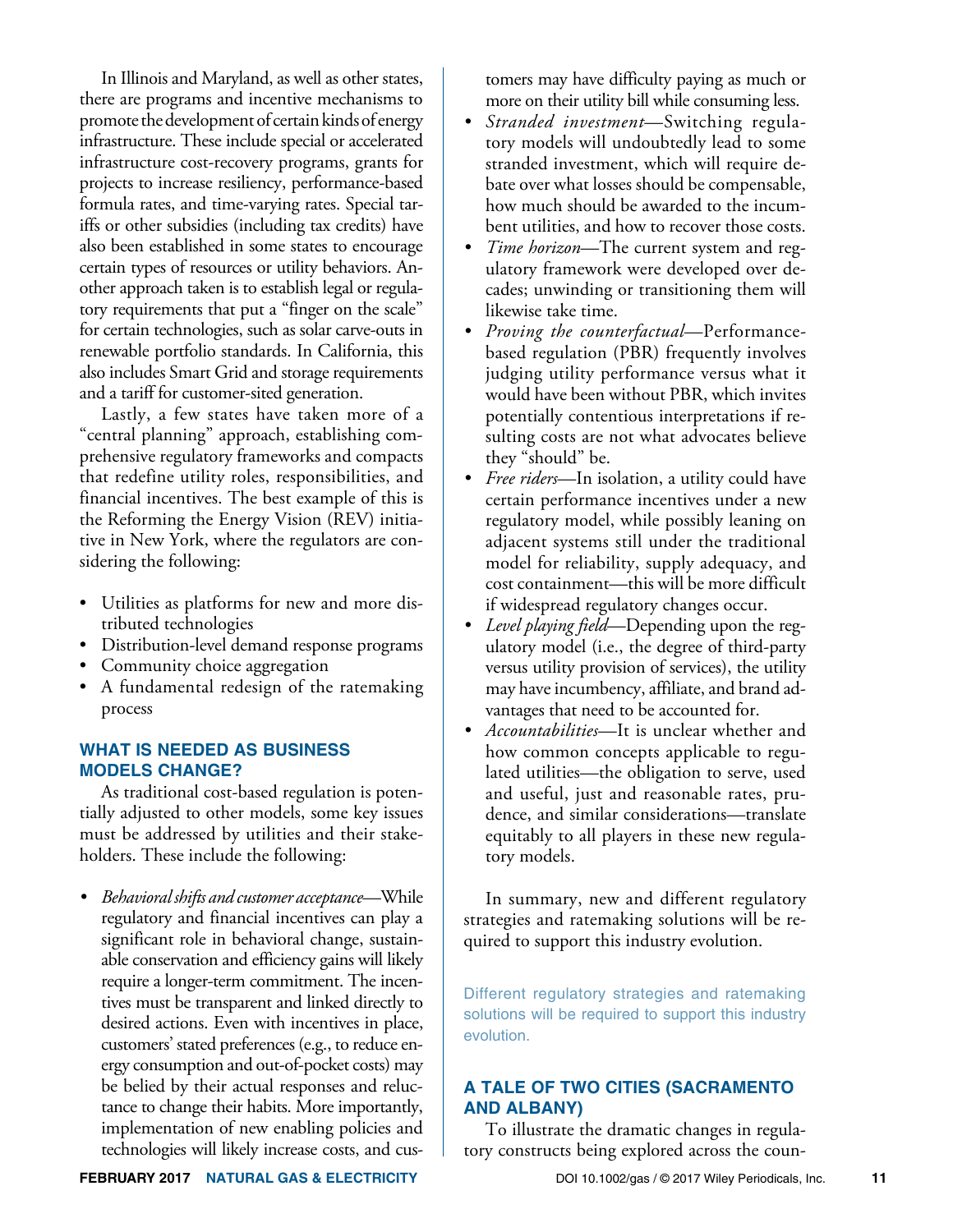In Illinois and Maryland, as well as other states, there are programs and incentive mechanisms to promote the development of certain kinds of energy infrastructure. These include special or accelerated infrastructure cost-recovery programs, grants for projects to increase resiliency, performance-based formula rates, and time-varying rates. Special tariffs or other subsidies (including tax credits) have also been established in some states to encourage certain types of resources or utility behaviors. Another approach taken is to establish legal or regulatory requirements that put a "finger on the scale" for certain technologies, such as solar carve-outs in renewable portfolio standards. In California, this also includes Smart Grid and storage requirements and a tariff for customer-sited generation.

Lastly, a few states have taken more of a "central planning" approach, establishing comprehensive regulatory frameworks and compacts that redefine utility roles, responsibilities, and financial incentives. The best example of this is the Reforming the Energy Vision (REV) initiative in New York, where the regulators are considering the following:

- Utilities as platforms for new and more distributed technologies
- Distribution-level demand response programs
- Community choice aggregation
- A fundamental redesign of the ratemaking process

## WHAT IS NEEDED AS BUSINESS MODELS CHANGE?

As traditional cost-based regulation is potentially adjusted to other models, some key issues must be addressed by utilities and their stakeholders. These include the following:

- *Behavioral shifts and customer acceptance*—While regulatory and financial incentives can play a significant role in behavioral change, sustainable conservation and efficiency gains will likely require a longer-term commitment. The incentives must be transparent and linked directly to desired actions. Even with incentives in place, customers' stated preferences (e.g., to reduce energy consumption and out-of-pocket costs) may be belied by their actual responses and reluctance to change their habits. More importantly, implementation of new enabling policies and technologies will likely increase costs, and customers may have difficulty paying as much or more on their utility bill while consuming less.
- *Stranded investment*—Switching regulatory models will undoubtedly lead to some stranded investment, which will require debate over what losses should be compensable, how much should be awarded to the incumbent utilities, and how to recover those costs.
- *Time horizon*—The current system and regulatory framework were developed over decades; unwinding or transitioning them will likewise take time.
- *Proving the counterfactual*—Performance-based regulation (PBR) frequently involves judging utility performance versus what it would have been without PBR, which invites potentially contentious interpretations if resulting costs are not what advocates believe they "should" be.
- *Free riders*—In isolation, a utility could have certain performance incentives under a new regulatory model, while possibly leaning on adjacent systems still under the traditional model for reliability, supply adequacy, and cost containment—this will be more difficult if widespread regulatory changes occur.
- *Level playing field*—Depending upon the regulatory model (i.e., the degree of third-party versus utility provision of services), the utility may have incumbency, affiliate, and brand advantages that need to be accounted for.
- *Accountabilities*—It is unclear whether and how common concepts applicable to regulated utilities—the obligation to serve, used and useful, just and reasonable rates, prudence, and similar considerations—translate equitably to all players in these new regulatory models.

In summary, new and different regulatory strategies and ratemaking solutions will be required to support this industry evolution.

Different regulatory strategies and ratemaking solutions will be required to support this industry evolution.

## A TALE OF TWO CITIES (SACRAMENTO AND ALBANY)

To illustrate the dramatic changes in regulatory constructs being explored across the coun-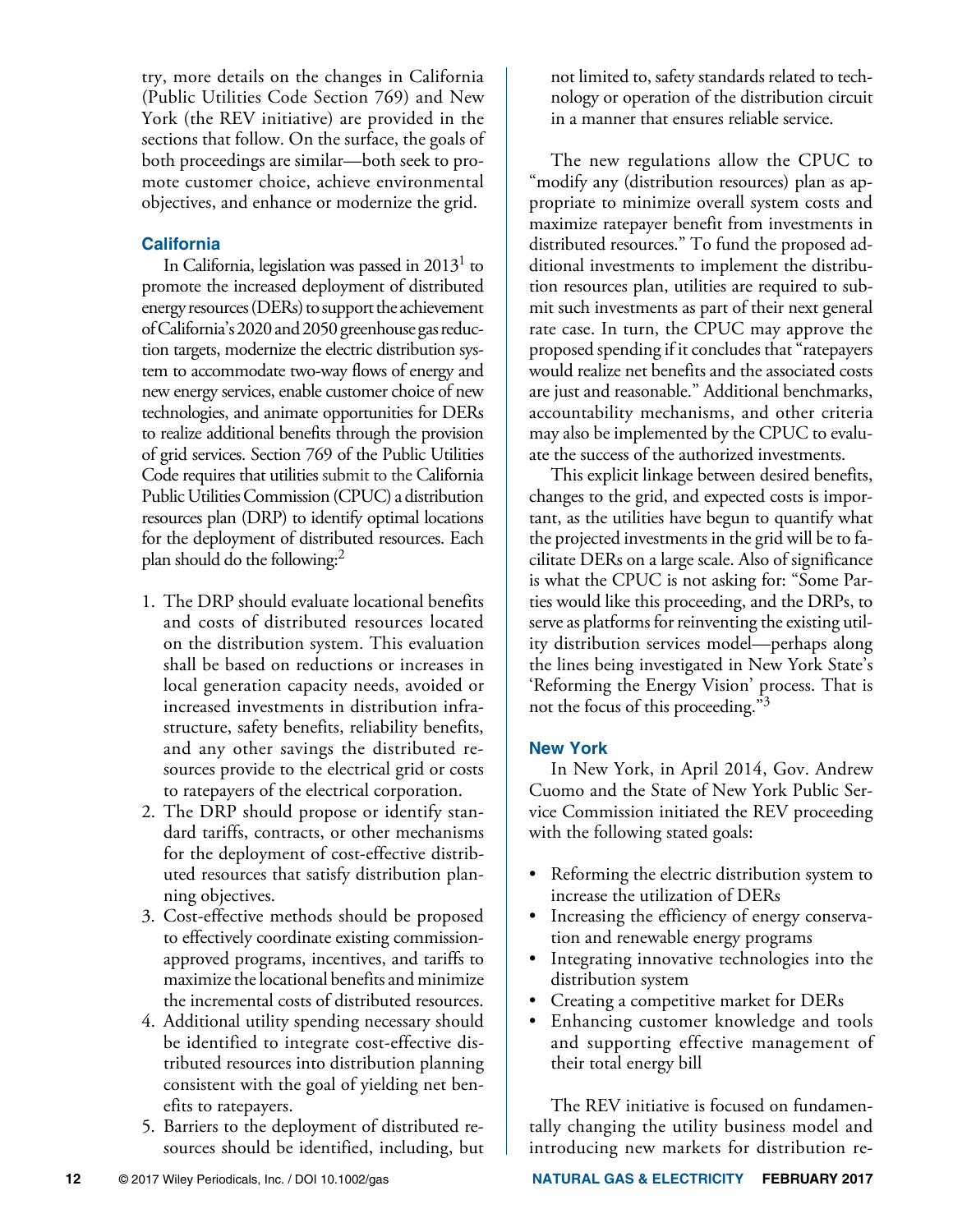try, more details on the changes in California (Public Utilities Code Section 769) and New York (the REV initiative) are provided in the sections that follow. On the surface, the goals of both proceedings are similar—both seek to promote customer choice, achieve environmental objectives, and enhance or modernize the grid.

### California

In California, legislation was passed in 2013[1] to promote the increased deployment of distributed energy resources (DERs) to support the achievement of California's 2020 and 2050 greenhouse gas reduction targets, modernize the electric distribution system to accommodate two-way flows of energy and new energy services, enable customer choice of new technologies, and animate opportunities for DERs to realize additional benefits through the provision of grid services. Section 769 of the Public Utilities Code requires that utilities submit to the California Public Utilities Commission (CPUC) a distribution resources plan (DRP) to identify optimal locations for the deployment of distributed resources. Each plan should do the following:[2]

1. The DRP should evaluate locational benefits and costs of distributed resources located on the distribution system. This evaluation shall be based on reductions or increases in local generation capacity needs, avoided or increased investments in distribution infrastructure, safety benefits, reliability benefits, and any other savings the distributed resources provide to the electrical grid or costs to ratepayers of the electrical corporation.
2. The DRP should propose or identify standard tariffs, contracts, or other mechanisms for the deployment of cost-effective distributed resources that satisfy distribution planning objectives.
3. Cost-effective methods should be proposed to effectively coordinate existing commission-approved programs, incentives, and tariffs to maximize the locational benefits and minimize the incremental costs of distributed resources.
4. Additional utility spending necessary should be identified to integrate cost-effective distributed resources into distribution planning consistent with the goal of yielding net benefits to ratepayers.
5. Barriers to the deployment of distributed resources should be identified, including, but not limited to, safety standards related to technology or operation of the distribution circuit in a manner that ensures reliable service.

The new regulations allow the CPUC to "modify any (distribution resources) plan as appropriate to minimize overall system costs and maximize ratepayer benefit from investments in distributed resources." To fund the proposed additional investments to implement the distribution resources plan, utilities are required to submit such investments as part of their next general rate case. In turn, the CPUC may approve the proposed spending if it concludes that "ratepayers would realize net benefits and the associated costs are just and reasonable." Additional benchmarks, accountability mechanisms, and other criteria may also be implemented by the CPUC to evaluate the success of the authorized investments.

This explicit linkage between desired benefits, changes to the grid, and expected costs is important, as the utilities have begun to quantify what the projected investments in the grid will be to facilitate DERs on a large scale. Also of significance is what the CPUC is not asking for: "Some Parties would like this proceeding, and the DRPs, to serve as platforms for reinventing the existing utility distribution services model—perhaps along the lines being investigated in New York State's 'Reforming the Energy Vision' process. That is not the focus of this proceeding."[3]

### New York

In New York, in April 2014, Gov. Andrew Cuomo and the State of New York Public Service Commission initiated the REV proceeding with the following stated goals:

- Reforming the electric distribution system to increase the utilization of DERs
- Increasing the efficiency of energy conservation and renewable energy programs
- Integrating innovative technologies into the distribution system
- Creating a competitive market for DERs
- Enhancing customer knowledge and tools and supporting effective management of their total energy bill

The REV initiative is focused on fundamentally changing the utility business model and introducing new markets for distribution re-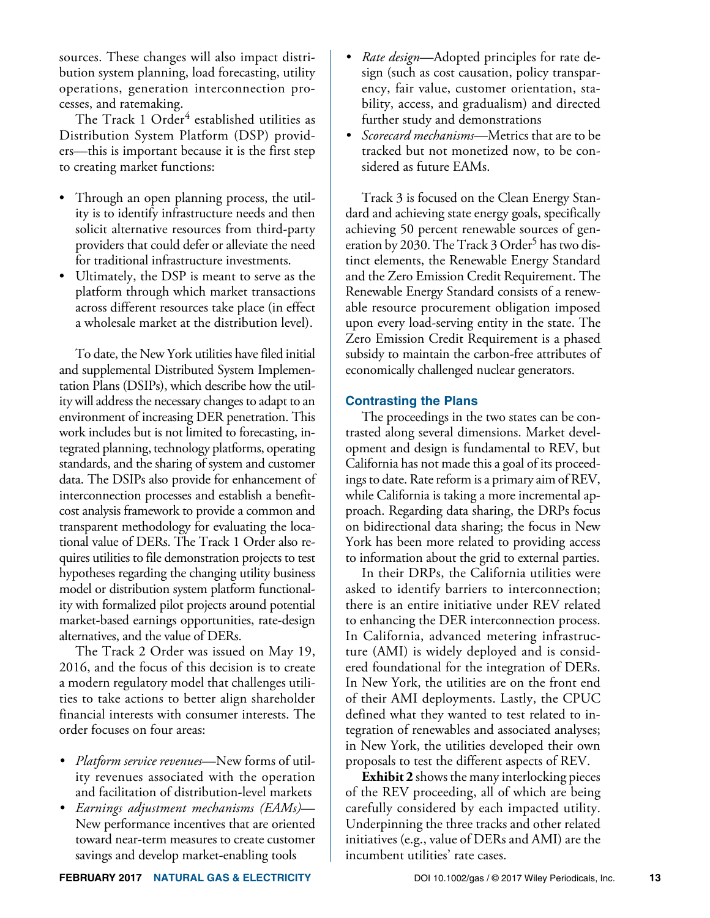sources. These changes will also impact distribution system planning, load forecasting, utility operations, generation interconnection processes, and ratemaking.

The Track 1 Order[4] established utilities as Distribution System Platform (DSP) providers—this is important because it is the first step to creating market functions:

- Through an open planning process, the utility is to identify infrastructure needs and then solicit alternative resources from third-party providers that could defer or alleviate the need for traditional infrastructure investments.
- Ultimately, the DSP is meant to serve as the platform through which market transactions across different resources take place (in effect a wholesale market at the distribution level).

To date, the New York utilities have filed initial and supplemental Distributed System Implementation Plans (DSIPs), which describe how the utility will address the necessary changes to adapt to an environment of increasing DER penetration. This work includes but is not limited to forecasting, integrated planning, technology platforms, operating standards, and the sharing of system and customer data. The DSIPs also provide for enhancement of interconnection processes and establish a benefit-cost analysis framework to provide a common and transparent methodology for evaluating the locational value of DERs. The Track 1 Order also requires utilities to file demonstration projects to test hypotheses regarding the changing utility business model or distribution system platform functionality with formalized pilot projects around potential market-based earnings opportunities, rate-design alternatives, and the value of DERs.

The Track 2 Order was issued on May 19, 2016, and the focus of this decision is to create a modern regulatory model that challenges utilities to take actions to better align shareholder financial interests with consumer interests. The order focuses on four areas:

- *Platform service revenues*—New forms of utility revenues associated with the operation and facilitation of distribution-level markets
- *Earnings adjustment mechanisms (EAMs)*—New performance incentives that are oriented toward near-term measures to create customer savings and develop market-enabling tools
- *Rate design*—Adopted principles for rate design (such as cost causation, policy transparency, fair value, customer orientation, stability, access, and gradualism) and directed further study and demonstrations
- *Scorecard mechanisms*—Metrics that are to be tracked but not monetized now, to be considered as future EAMs.

Track 3 is focused on the Clean Energy Standard and achieving state energy goals, specifically achieving 50 percent renewable sources of generation by 2030. The Track 3 Order[5] has two distinct elements, the Renewable Energy Standard and the Zero Emission Credit Requirement. The Renewable Energy Standard consists of a renewable resource procurement obligation imposed upon every load-serving entity in the state. The Zero Emission Credit Requirement is a phased subsidy to maintain the carbon-free attributes of economically challenged nuclear generators.

### Contrasting the Plans

The proceedings in the two states can be contrasted along several dimensions. Market development and design is fundamental to REV, but California has not made this a goal of its proceedings to date. Rate reform is a primary aim of REV, while California is taking a more incremental approach. Regarding data sharing, the DRPs focus on bidirectional data sharing; the focus in New York has been more related to providing access to information about the grid to external parties.

In their DRPs, the California utilities were asked to identify barriers to interconnection; there is an entire initiative under REV related to enhancing the DER interconnection process. In California, advanced metering infrastructure (AMI) is widely deployed and is considered foundational for the integration of DERs. In New York, the utilities are on the front end of their AMI deployments. Lastly, the CPUC defined what they wanted to test related to integration of renewables and associated analyses; in New York, the utilities developed their own proposals to test the different aspects of REV.

**Exhibit 2** shows the many interlocking pieces of the REV proceeding, all of which are being carefully considered by each impacted utility. Underpinning the three tracks and other related initiatives (e.g., value of DERs and AMI) are the incumbent utilities' rate cases.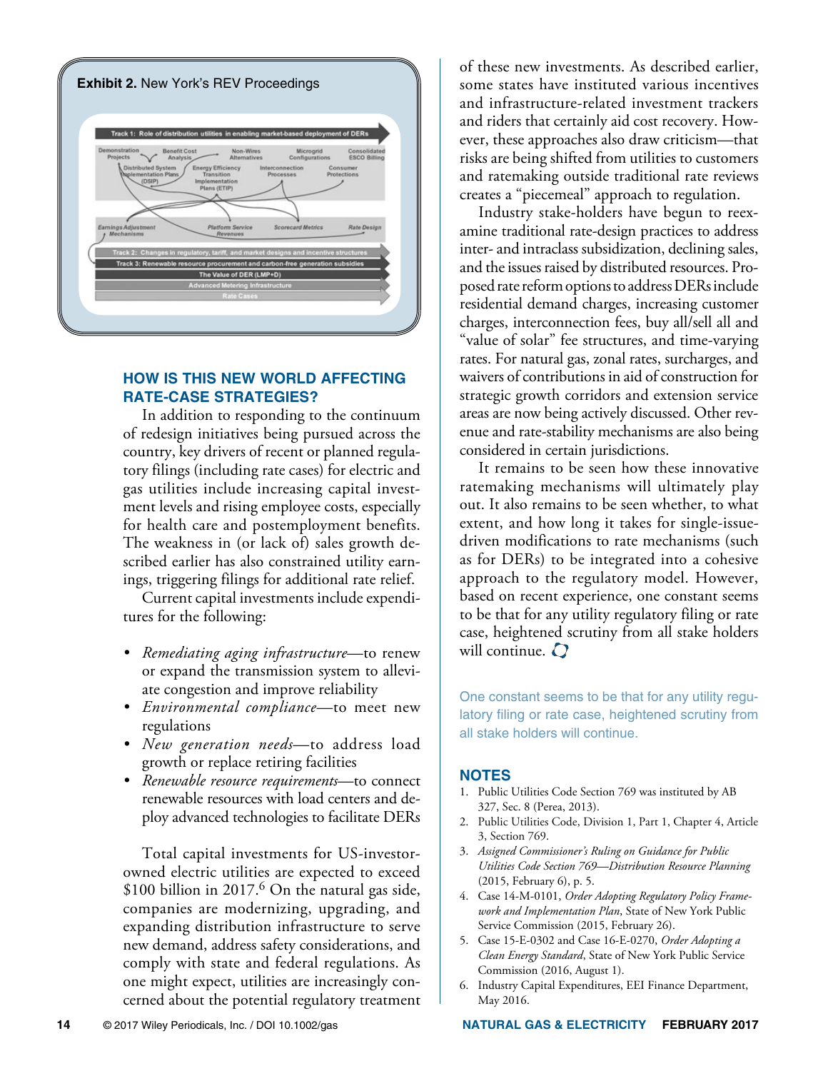**Exhibit 2.** New York's REV Proceedings

Track 1: Role of distribution utilities in enabling market-based deployment of DERs

Demonstration Projects

Benefit Cost Analysis

Non-Wires Alternatives

Microgrid Configurations

Consolidated ESCO Billing

Distributed System Implementation Plans (DSIP)

Energy Efficiency Transition Implementation Plans (ETIP)

Interconnection Processes

Consumer Protections

Earnings Adjustment Mechanisms

Platform Service Revenues

Scorecard Metrics

Rate Design

Track 2: Changes in regulatory, tariff, and market designs and incentive structures

Track 3: Renewable resource procurement and carbon-free generation subsidies

The Value of DER (LMP+D)

Advanced Metering Infrastructure

Rate Cases

## HOW IS THIS NEW WORLD AFFECTING RATE-CASE STRATEGIES?

In addition to responding to the continuum of redesign initiatives being pursued across the country, key drivers of recent or planned regulatory filings (including rate cases) for electric and gas utilities include increasing capital investment levels and rising employee costs, especially for health care and postemployment benefits. The weakness in (or lack of) sales growth described earlier has also constrained utility earnings, triggering filings for additional rate relief.

Current capital investments include expenditures for the following:

- *Remediating aging infrastructure*—to renew or expand the transmission system to alleviate congestion and improve reliability
- *Environmental compliance*—to meet new regulations
- *New generation needs*—to address load growth or replace retiring facilities
- *Renewable resource requirements*—to connect renewable resources with load centers and deploy advanced technologies to facilitate DERs

Total capital investments for US-investor-owned electric utilities are expected to exceed \$100 billion in 2017.[6] On the natural gas side, companies are modernizing, upgrading, and expanding distribution infrastructure to serve new demand, address safety considerations, and comply with state and federal regulations. As one might expect, utilities are increasingly concerned about the potential regulatory treatment of these new investments. As described earlier, some states have instituted various incentives and infrastructure-related investment trackers and riders that certainly aid cost recovery. However, these approaches also draw criticism—that risks are being shifted from utilities to customers and ratemaking outside traditional rate reviews creates a "piecemeal" approach to regulation.

Industry stake-holders have begun to reexamine traditional rate-design practices to address inter- and intraclass subsidization, declining sales, and the issues raised by distributed resources. Proposed rate reform options to address DERs include residential demand charges, increasing customer charges, interconnection fees, buy all/sell all and "value of solar" fee structures, and time-varying rates. For natural gas, zonal rates, surcharges, and waivers of contributions in aid of construction for strategic growth corridors and extension service areas are now being actively discussed. Other revenue and rate-stability mechanisms are also being considered in certain jurisdictions.

It remains to be seen how these innovative ratemaking mechanisms will ultimately play out. It also remains to be seen whether, to what extent, and how long it takes for single-issue-driven modifications to rate mechanisms (such as for DERs) to be integrated into a cohesive approach to the regulatory model. However, based on recent experience, one constant seems to be that for any utility regulatory filing or rate case, heightened scrutiny from all stake holders will continue.

One constant seems to be that for any utility regulatory filing or rate case, heightened scrutiny from all stake holders will continue.

## NOTES

1. Public Utilities Code Section 769 was instituted by AB 327, Sec. 8 (Perea, 2013).
2. Public Utilities Code, Division 1, Part 1, Chapter 4, Article 3, Section 769.
3. *Assigned Commissioner's Ruling on Guidance for Public Utilities Code Section 769—Distribution Resource Planning* (2015, February 6), p. 5.
4. Case 14-M-0101, *Order Adopting Regulatory Policy Framework and Implementation Plan*, State of New York Public Service Commission (2015, February 26).
5. Case 15-E-0302 and Case 16-E-0270, *Order Adopting a Clean Energy Standard*, State of New York Public Service Commission (2016, August 1).
6. Industry Capital Expenditures, EEI Finance Department, May 2016.